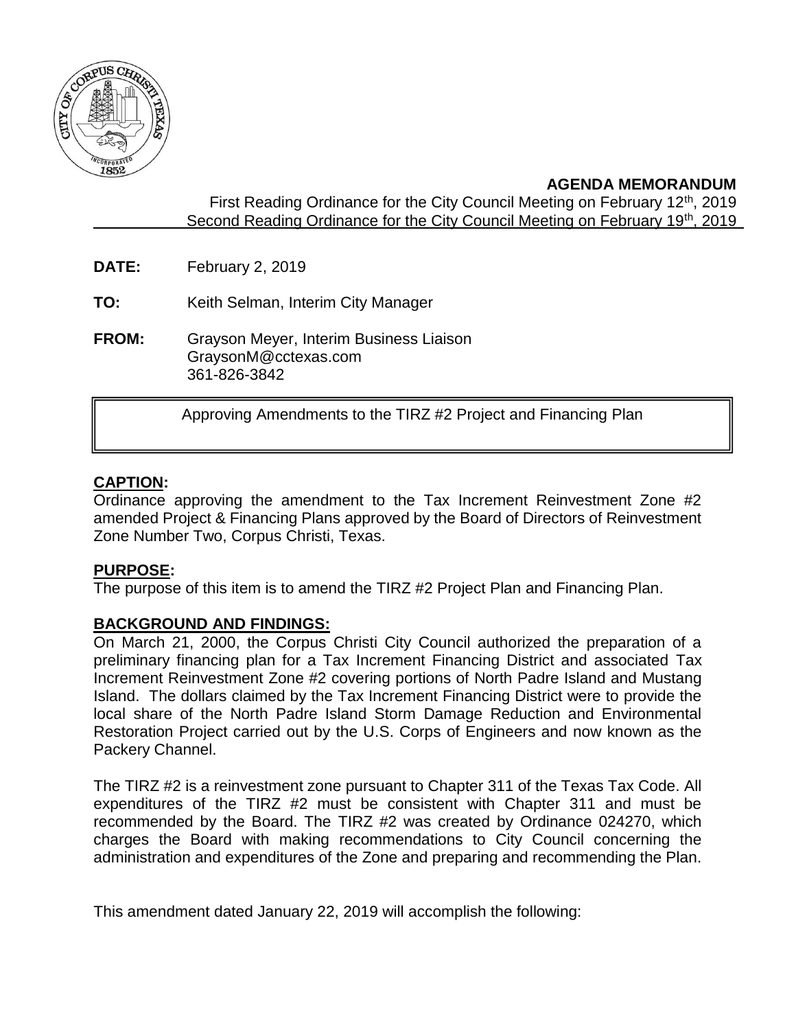**AGENDA MEMORANDUM**

First Reading Ordinance for the City Council Meeting on February 12th, 2019
Second Reading Ordinance for the City Council Meeting on February 19th, 2019

**DATE:** February 2, 2019

**TO:** Keith Selman, Interim City Manager

**FROM:** Grayson Meyer, Interim Business Liaison
GraysonM@cctexas.com
361-826-3842

Approving Amendments to the TIRZ #2 Project and Financing Plan

**CAPTION:**

Ordinance approving the amendment to the Tax Increment Reinvestment Zone #2 amended Project & Financing Plans approved by the Board of Directors of Reinvestment Zone Number Two, Corpus Christi, Texas.

**PURPOSE:**

The purpose of this item is to amend the TIRZ #2 Project Plan and Financing Plan.

**BACKGROUND AND FINDINGS:**

On March 21, 2000, the Corpus Christi City Council authorized the preparation of a preliminary financing plan for a Tax Increment Financing District and associated Tax Increment Reinvestment Zone #2 covering portions of North Padre Island and Mustang Island. The dollars claimed by the Tax Increment Financing District were to provide the local share of the North Padre Island Storm Damage Reduction and Environmental Restoration Project carried out by the U.S. Corps of Engineers and now known as the Packery Channel.

The TIRZ #2 is a reinvestment zone pursuant to Chapter 311 of the Texas Tax Code. All expenditures of the TIRZ #2 must be consistent with Chapter 311 and must be recommended by the Board. The TIRZ #2 was created by Ordinance 024270, which charges the Board with making recommendations to City Council concerning the administration and expenditures of the Zone and preparing and recommending the Plan.

This amendment dated January 22, 2019 will accomplish the following: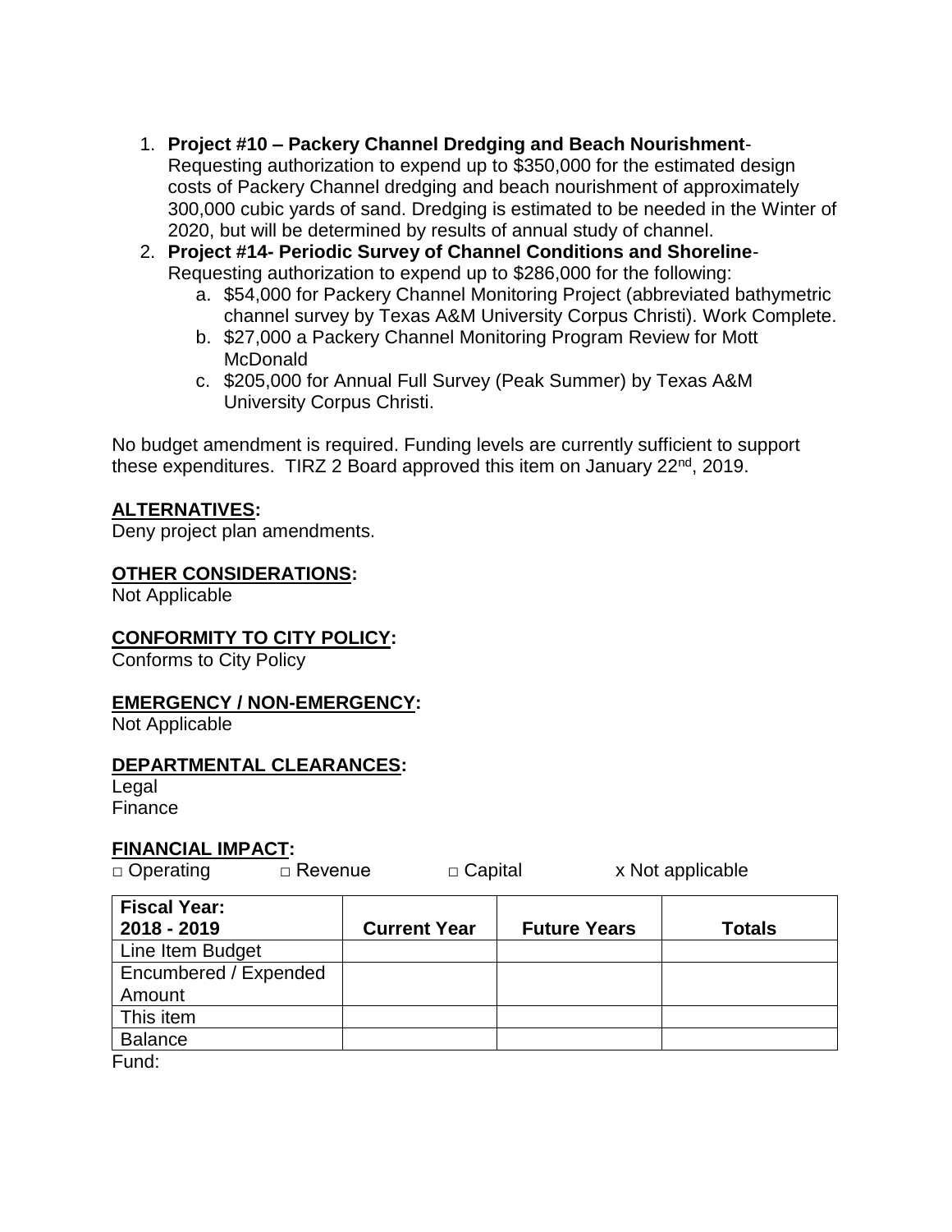1. **Project #10 – Packery Channel Dredging and Beach Nourishment**- Requesting authorization to expend up to $350,000 for the estimated design costs of Packery Channel dredging and beach nourishment of approximately 300,000 cubic yards of sand. Dredging is estimated to be needed in the Winter of 2020, but will be determined by results of annual study of channel.
2. **Project #14- Periodic Survey of Channel Conditions and Shoreline**- Requesting authorization to expend up to $286,000 for the following:
   a. $54,000 for Packery Channel Monitoring Project (abbreviated bathymetric channel survey by Texas A&M University Corpus Christi). Work Complete.
   b. $27,000 a Packery Channel Monitoring Program Review for Mott McDonald
   c. $205,000 for Annual Full Survey (Peak Summer) by Texas A&M University Corpus Christi.

No budget amendment is required. Funding levels are currently sufficient to support these expenditures. TIRZ 2 Board approved this item on January 22nd, 2019.

## ALTERNATIVES:

Deny project plan amendments.

## OTHER CONSIDERATIONS:

Not Applicable

## CONFORMITY TO CITY POLICY:

Conforms to City Policy

## EMERGENCY / NON-EMERGENCY:

Not Applicable

## DEPARTMENTAL CLEARANCES:

Legal
Finance

## FINANCIAL IMPACT:

□ Operating □ Revenue □ Capital x Not applicable

| Fiscal Year: 2018 - 2019 | Current Year | Future Years | Totals |
|---|---|---|---|
| Line Item Budget | | | |
| Encumbered / Expended Amount | | | |
| This item | | | |
| Balance | | | |

Fund: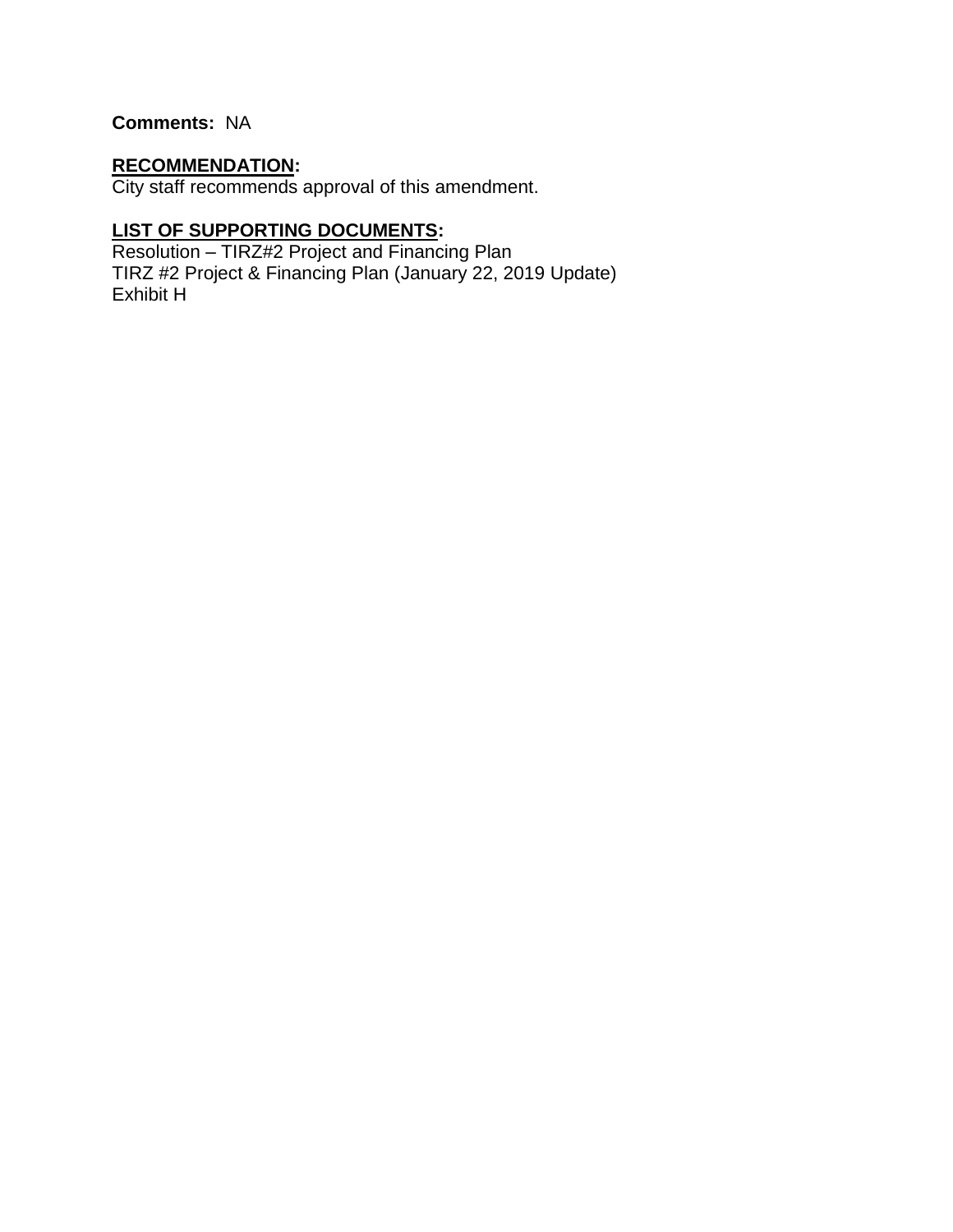**Comments:** NA

**<u>RECOMMENDATION</u>:**
City staff recommends approval of this amendment.

**<u>LIST OF SUPPORTING DOCUMENTS</u>:**
Resolution – TIRZ#2 Project and Financing Plan
TIRZ #2 Project & Financing Plan (January 22, 2019 Update)
Exhibit H